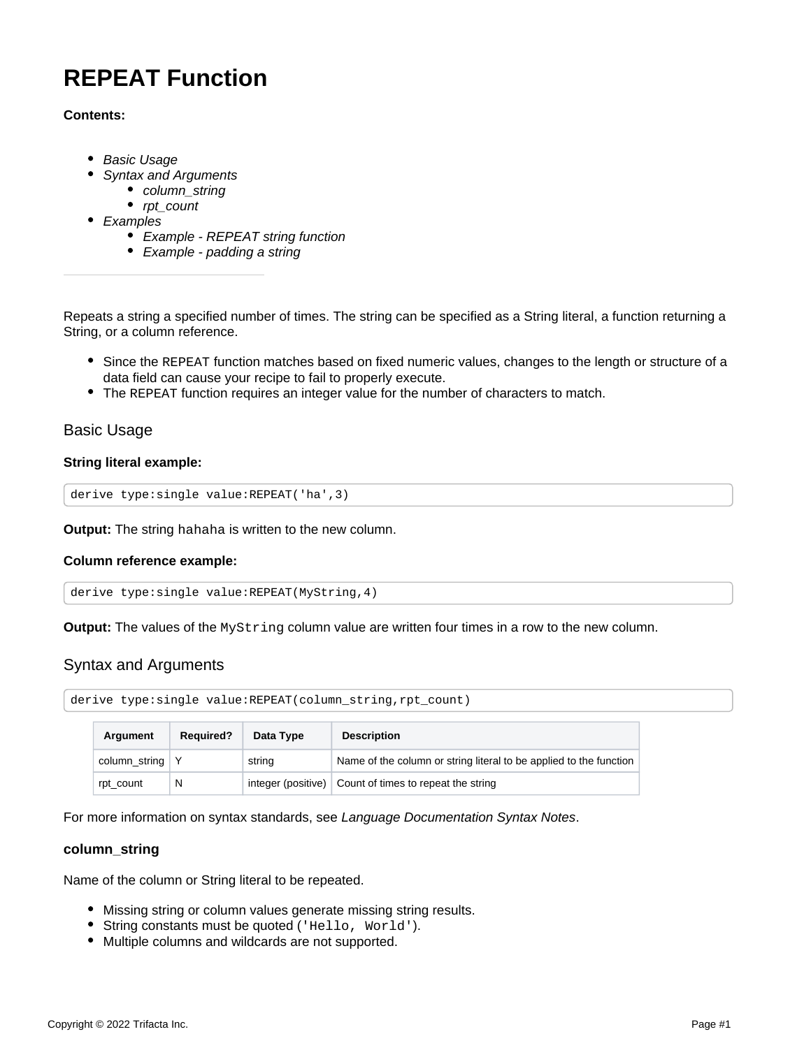# REPEAT Function

**Contents:**

- *Basic Usage*
- *Syntax and Arguments*
    - *column_string*
    - *rpt_count*
- *Examples*
    - *Example - REPEAT string function*
    - *Example - padding a string*

---

Repeats a string a specified number of times. The string can be specified as a String literal, a function returning a String, or a column reference.

- Since the `REPEAT` function matches based on fixed numeric values, changes to the length or structure of a data field can cause your recipe to fail to properly execute.
- The `REPEAT` function requires an integer value for the number of characters to match.

## Basic Usage

**String literal example:**

```
derive type:single value:REPEAT('ha',3)
```

**Output:** The string `hahaha` is written to the new column.

**Column reference example:**

```
derive type:single value:REPEAT(MyString,4)
```

**Output:** The values of the `MyString` column value are written four times in a row to the new column.

## Syntax and Arguments

```
derive type:single value:REPEAT(column_string,rpt_count)
```

| Argument | Required? | Data Type | Description |
| --- | --- | --- | --- |
| column_string | Y | string | Name of the column or string literal to be applied to the function |
| rpt_count | N | integer (positive) | Count of times to repeat the string |

For more information on syntax standards, see *Language Documentation Syntax Notes*.

### column_string

Name of the column or String literal to be repeated.

- Missing string or column values generate missing string results.
- String constants must be quoted (`'Hello, World'`).
- Multiple columns and wildcards are not supported.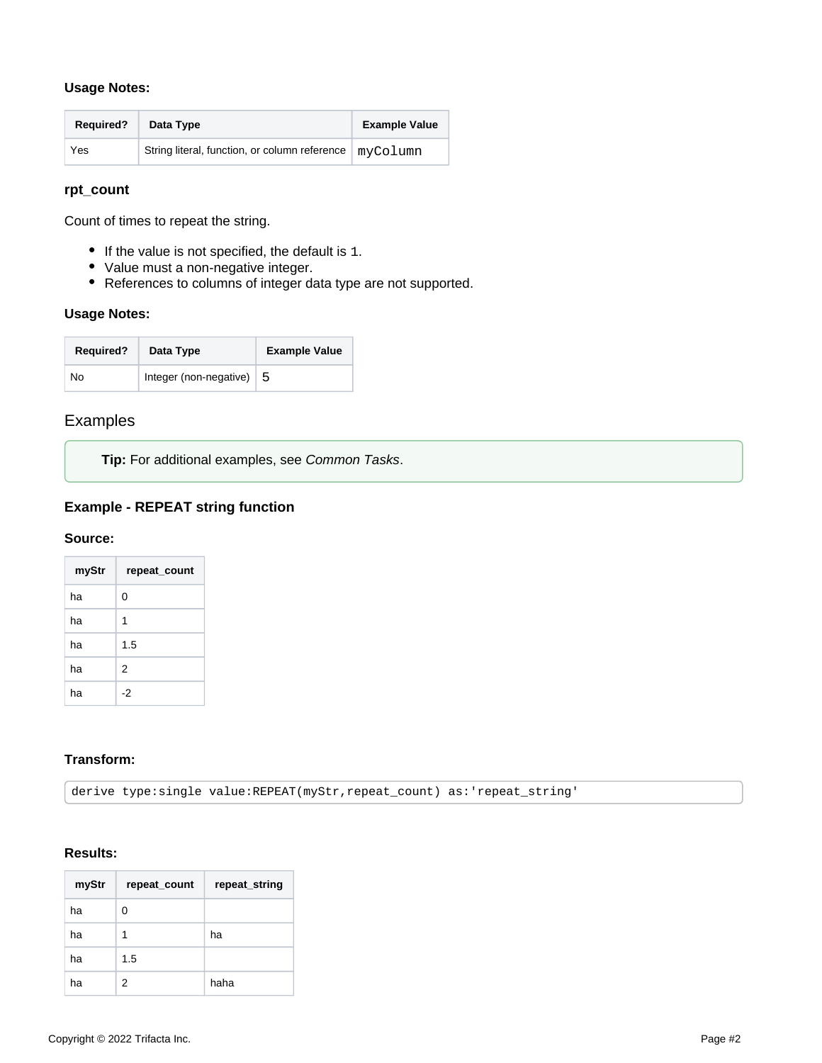**Usage Notes:**

| Required? | Data Type | Example Value |
| --- | --- | --- |
| Yes | String literal, function, or column reference | `myColumn` |

### rpt_count

Count of times to repeat the string.

- If the value is not specified, the default is `1`.
- Value must a non-negative integer.
- References to columns of integer data type are not supported.

**Usage Notes:**

| Required? | Data Type | Example Value |
| --- | --- | --- |
| No | Integer (non-negative) | `5` |

## Examples

> **Tip:** For additional examples, see *Common Tasks*.

### Example - REPEAT string function

**Source:**

| myStr | repeat_count |
| --- | --- |
| ha | 0 |
| ha | 1 |
| ha | 1.5 |
| ha | 2 |
| ha | -2 |

**Transform:**

```
derive type:single value:REPEAT(myStr,repeat_count) as:'repeat_string'
```

**Results:**

| myStr | repeat_count | repeat_string |
| --- | --- | --- |
| ha | 0 | |
| ha | 1 | ha |
| ha | 1.5 | |
| ha | 2 | haha |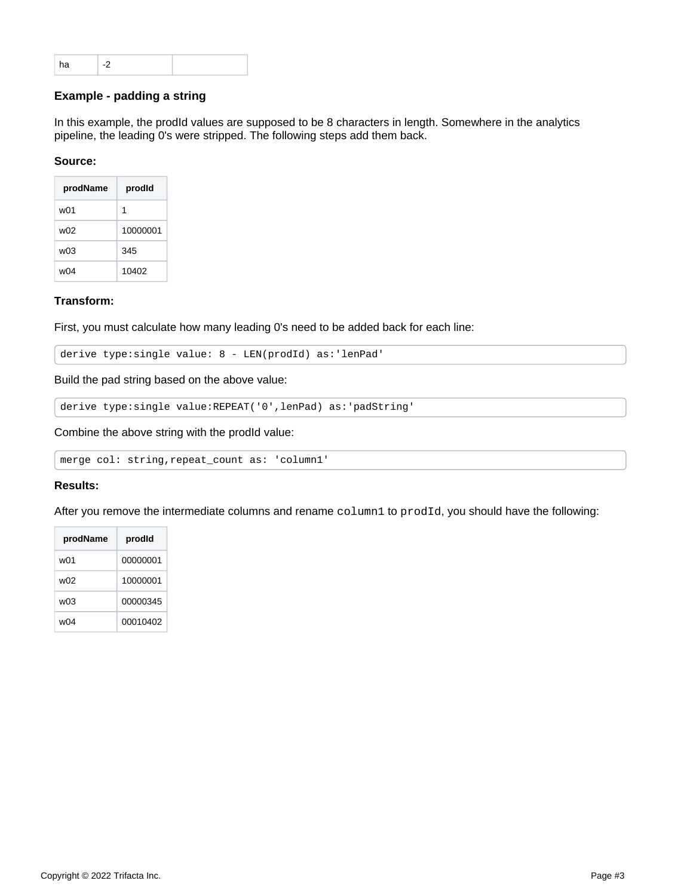| | | |
|---|---|---|
| ha | -2 | |

### Example - padding a string

In this example, the prodId values are supposed to be 8 characters in length. Somewhere in the analytics pipeline, the leading 0's were stripped. The following steps add them back.

**Source:**

| prodName | prodId |
|---|---|
| w01 | 1 |
| w02 | 10000001 |
| w03 | 345 |
| w04 | 10402 |

**Transform:**

First, you must calculate how many leading 0's need to be added back for each line:

```
derive type:single value: 8 - LEN(prodId) as:'lenPad'
```

Build the pad string based on the above value:

```
derive type:single value:REPEAT('0',lenPad) as:'padString'
```

Combine the above string with the prodId value:

```
merge col: string,repeat_count as: 'column1'
```

**Results:**

After you remove the intermediate columns and rename `column1` to `prodId`, you should have the following:

| prodName | prodId |
|---|---|
| w01 | 00000001 |
| w02 | 10000001 |
| w03 | 00000345 |
| w04 | 00010402 |